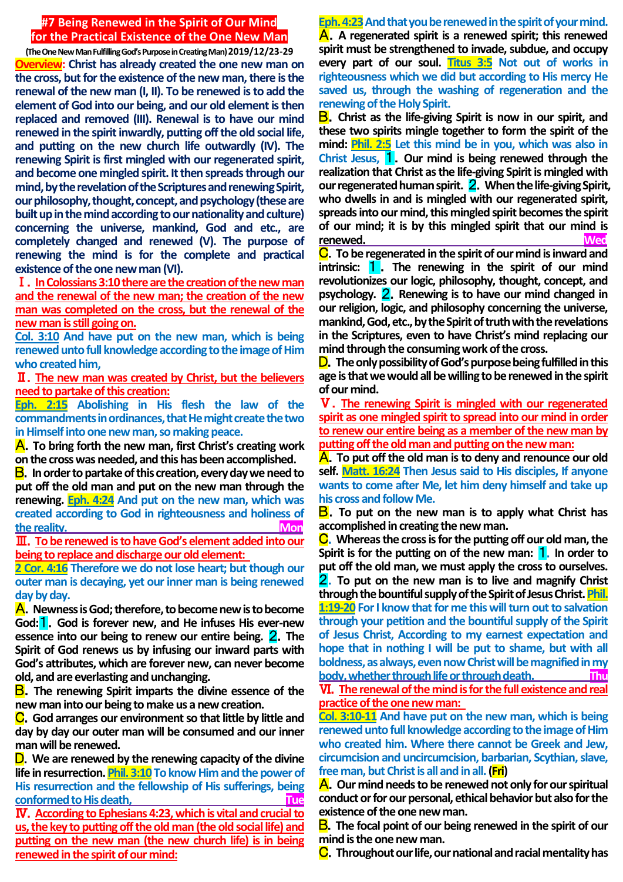# #7 Being Renewed in the Spirit of Our Mind for the Practical Existence of the One New Man

**(The One New Man Fulfilling God's Purpose in Creating Man) 2019/12/23-29**

**Overview: Christ has already created the one new man on the cross, but for the existence of the new man, there is the renewal of the new man (I, II). To be renewed is to add the element of God into our being, and our old element is then replaced and removed (III). Renewal is to have our mind renewed in the spirit inwardly, putting off the old social life, and putting on the new church life outwardly (IV). The renewing Spirit is first mingled with our regenerated spirit, and become one mingled spirit. It then spreads through our mind, by the revelation of the Scriptures and renewing Spirit, our philosophy, thought, concept, and psychology (these are built up in the mind according to our nationality and culture) concerning the universe, mankind, God and etc., are completely changed and renewed (V). The purpose of renewing the mind is for the complete and practical existence of the one new man (VI).**

## Ⅰ. In Colossians 3:10 there are the creation of the new man and the renewal of the new man; the creation of the new man was completed on the cross, but the renewal of the new man is still going on.

**Col. 3:10** And have put on the new man, which is being renewed unto full knowledge according to the image of Him who created him,

## Ⅱ. The new man was created by Christ, but the believers need to partake of this creation:

**Eph. 2:15** Abolishing in His flesh the law of the commandments in ordinances, that He might create the two in Himself into one new man, so making peace.

**A.** To bring forth the new man, first Christ's creating work on the cross was needed, and this has been accomplished.

**B.** In order to partake of this creation, every day we need to put off the old man and put on the new man through the renewing. **Eph. 4:24** And put on the new man, which was created according to God in righteousness and holiness of the reality. **Mon**

## Ⅲ. To be renewed is to have God's element added into our being to replace and discharge our old element:

**2 Cor. 4:16** Therefore we do not lose heart; but though our outer man is decaying, yet our inner man is being renewed day by day.

**A.** Newness is God; therefore, to become new is to become God: **1.** God is forever new, and He infuses His ever-new essence into our being to renew our entire being. **2.** The Spirit of God renews us by infusing our inward parts with God's attributes, which are forever new, can never become old, and are everlasting and unchanging.

**B.** The renewing Spirit imparts the divine essence of the new man into our being to make us a new creation.

**C.** God arranges our environment so that little by little and day by day our outer man will be consumed and our inner man will be renewed.

**D.** We are renewed by the renewing capacity of the divine life in resurrection. **Phil. 3:10** To know Him and the power of His resurrection and the fellowship of His sufferings, being conformed to His death, **Tue**

## Ⅳ. According to Ephesians 4:23, which is vital and crucial to us, the key to putting off the old man (the old social life) and putting on the new man (the new church life) is in being renewed in the spirit of our mind:

**Eph. 4:23** And that you be renewed in the spirit of your mind.

**A.** A regenerated spirit is a renewed spirit; this renewed spirit must be strengthened to invade, subdue, and occupy every part of our soul. **Titus 3:5** Not out of works in righteousness which we did but according to His mercy He saved us, through the washing of regeneration and the renewing of the Holy Spirit.

**B.** Christ as the life-giving Spirit is now in our spirit, and these two spirits mingle together to form the spirit of the mind: **Phil. 2:5** Let this mind be in you, which was also in Christ Jesus, **1.** Our mind is being renewed through the realization that Christ as the life-giving Spirit is mingled with our regenerated human spirit. **2.** When the life-giving Spirit, who dwells in and is mingled with our regenerated spirit, spreads into our mind, this mingled spirit becomes the spirit of our mind; it is by this mingled spirit that our mind is renewed. **Wed**

**C.** To be regenerated in the spirit of our mind is inward and intrinsic: **1.** The renewing in the spirit of our mind revolutionizes our logic, philosophy, thought, concept, and psychology. **2.** Renewing is to have our mind changed in our religion, logic, and philosophy concerning the universe, mankind, God, etc., by the Spirit of truth with the revelations in the Scriptures, even to have Christ's mind replacing our mind through the consuming work of the cross.

**D.** The only possibility of God's purpose being fulfilled in this age is that we would all be willing to be renewed in the spirit of our mind.

## Ⅴ. The renewing Spirit is mingled with our regenerated spirit as one mingled spirit to spread into our mind in order to renew our entire being as a member of the new man by putting off the old man and putting on the new man:

**A.** To put off the old man is to deny and renounce our old self. **Matt. 16:24** Then Jesus said to His disciples, If anyone wants to come after Me, let him deny himself and take up his cross and follow Me.

**B.** To put on the new man is to apply what Christ has accomplished in creating the new man.

**C.** Whereas the cross is for the putting off our old man, the Spirit is for the putting on of the new man: **1.** In order to put off the old man, we must apply the cross to ourselves. **2.** To put on the new man is to live and magnify Christ through the bountiful supply of the Spirit of Jesus Christ. **Phil. 1:19-20** For I know that for me this will turn out to salvation through your petition and the bountiful supply of the Spirit of Jesus Christ, According to my earnest expectation and hope that in nothing I will be put to shame, but with all boldness, as always, even now Christ will be magnified in my body, whether through life or through death. **Thu**

## Ⅵ. The renewal of the mind is for the full existence and real practice of the one new man:

**Col. 3:10-11** And have put on the new man, which is being renewed unto full knowledge according to the image of Him who created him. Where there cannot be Greek and Jew, circumcision and uncircumcision, barbarian, Scythian, slave, free man, but Christ is all and in all. **(Fri)**

**A.** Our mind needs to be renewed not only for our spiritual conduct or for our personal, ethical behavior but also for the existence of the one new man.

**B.** The focal point of our being renewed in the spirit of our mind is the one new man.

**C.** Throughout our life, our national and racial mentality has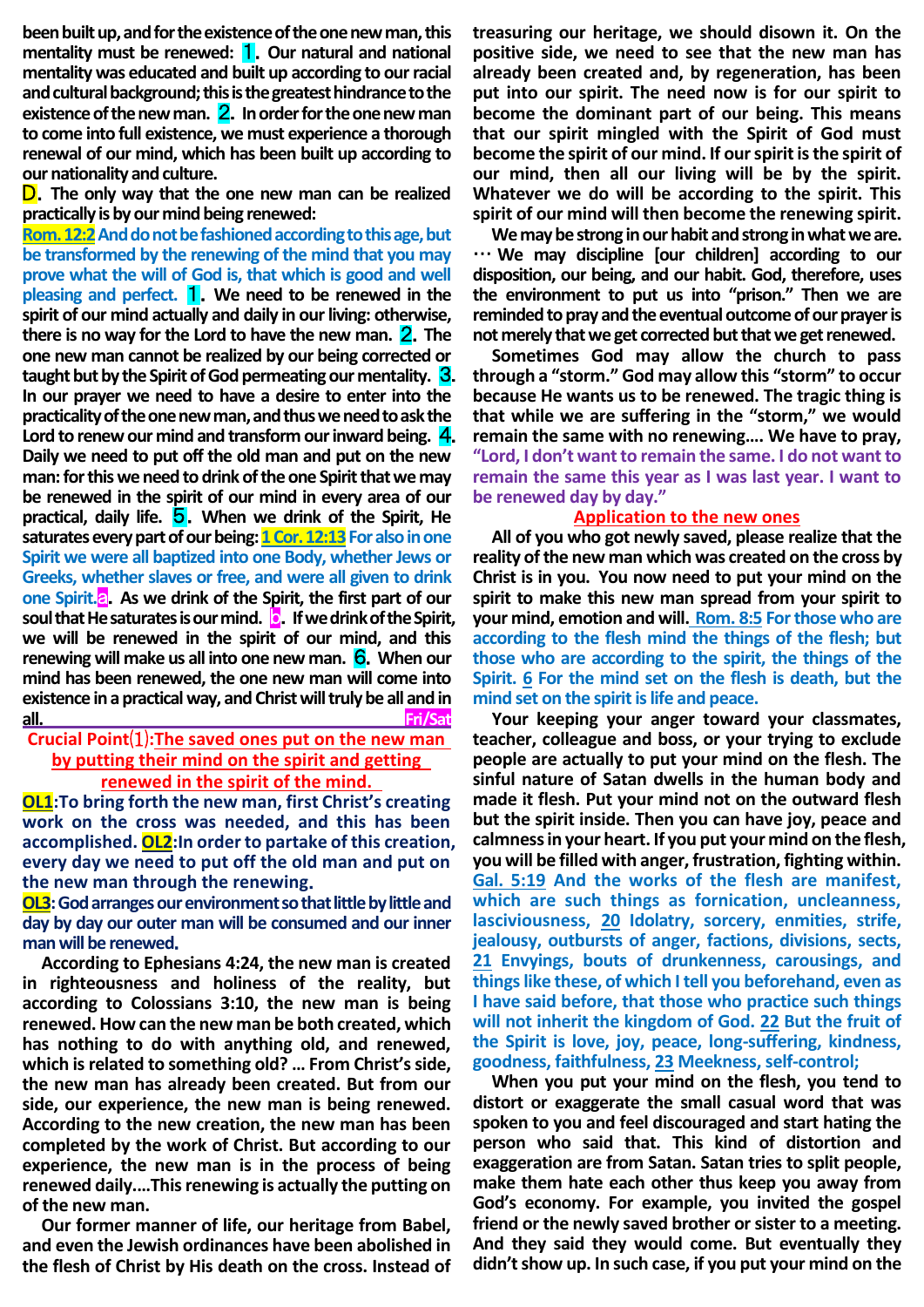been built up, and for the existence of the one new man, this mentality must be renewed: **1**. Our natural and national mentality was educated and built up according to our racial and cultural background; this is the greatest hindrance to the existence of the new man. **2**. In order for the one new man to come into full existence, we must experience a thorough renewal of our mind, which has been built up according to our nationality and culture.

**D. The only way that the one new man can be realized practically is by our mind being renewed:**

**Rom. 12:2 And do not be fashioned according to this age, but be transformed by the renewing of the mind that you may prove what the will of God is, that which is good and well pleasing and perfect.** **1**. We need to be renewed in the spirit of our mind actually and daily in our living: otherwise, there is no way for the Lord to have the new man. **2**. The one new man cannot be realized by our being corrected or taught but by the Spirit of God permeating our mentality. **3**. In our prayer we need to have a desire to enter into the practicality of the one new man, and thus we need to ask the Lord to renew our mind and transform our inward being. **4**. Daily we need to put off the old man and put on the new man: for this we need to drink of the one Spirit that we may be renewed in the spirit of our mind in every area of our practical, daily life. **5**. When we drink of the Spirit, He saturates every part of our being: **1 Cor. 12:13 For also in one Spirit we were all baptized into one Body, whether Jews or Greeks, whether slaves or free, and were all given to drink one Spirit.** **a**. As we drink of the Spirit, the first part of our soul that He saturates is our mind. **b**. If we drink of the Spirit, we will be renewed in the spirit of our mind, and this renewing will make us all into one new man. **6**. When our mind has been renewed, the one new man will come into existence in a practical way, and Christ will truly be all and in all. **Fri/Sat**

**Crucial Point⑴: The saved ones put on the new man by putting their mind on the spirit and getting renewed in the spirit of the mind.**

**OL1**: To bring forth the new man, first Christ's creating work on the cross was needed, and this has been accomplished. **OL2**: In order to partake of this creation, every day we need to put off the old man and put on the new man through the renewing.

**OL3**: God arranges our environment so that little by little and day by day our outer man will be consumed and our inner man will be renewed.

According to Ephesians 4:24, the new man is created in righteousness and holiness of the reality, but according to Colossians 3:10, the new man is being renewed. How can the new man be both created, which has nothing to do with anything old, and renewed, which is related to something old? … From Christ's side, the new man has already been created. But from our side, our experience, the new man is being renewed. According to the new creation, the new man has been completed by the work of Christ. But according to our experience, the new man is in the process of being renewed daily….This renewing is actually the putting on of the new man.

Our former manner of life, our heritage from Babel, and even the Jewish ordinances have been abolished in the flesh of Christ by His death on the cross. Instead of treasuring our heritage, we should disown it. On the positive side, we need to see that the new man has already been created and, by regeneration, has been put into our spirit. The need now is for our spirit to become the dominant part of our being. This means that our spirit mingled with the Spirit of God must become the spirit of our mind. If our spirit is the spirit of our mind, then all our living will be by the spirit. Whatever we do will be according to the spirit. This spirit of our mind will then become the renewing spirit.

We may be strong in our habit and strong in what we are. … We may discipline [our children] according to our disposition, our being, and our habit. God, therefore, uses the environment to put us into "prison." Then we are reminded to pray and the eventual outcome of our prayer is not merely that we get corrected but that we get renewed.

Sometimes God may allow the church to pass through a "storm." God may allow this "storm" to occur because He wants us to be renewed. The tragic thing is that while we are suffering in the "storm," we would remain the same with no renewing…. We have to pray, **"Lord, I don't want to remain the same. I do not want to remain the same this year as I was last year. I want to be renewed day by day."**

**Application to the new ones**

All of you who got newly saved, please realize that the reality of the new man which was created on the cross by Christ is in you. You now need to put your mind on the spirit to make this new man spread from your spirit to your mind, emotion and will. **Rom. 8:5 For those who are according to the flesh mind the things of the flesh; but those who are according to the spirit, the things of the Spirit. 6 For the mind set on the flesh is death, but the mind set on the spirit is life and peace.**

Your keeping your anger toward your classmates, teacher, colleague and boss, or your trying to exclude people are actually to put your mind on the flesh. The sinful nature of Satan dwells in the human body and made it flesh. Put your mind not on the outward flesh but the spirit inside. Then you can have joy, peace and calmness in your heart. If you put your mind on the flesh, you will be filled with anger, frustration, fighting within. **Gal. 5:19 And the works of the flesh are manifest, which are such things as fornication, uncleanness, lasciviousness, 20 Idolatry, sorcery, enmities, strife, jealousy, outbursts of anger, factions, divisions, sects, 21 Envyings, bouts of drunkenness, carousings, and things like these, of which I tell you beforehand, even as I have said before, that those who practice such things will not inherit the kingdom of God. 22 But the fruit of the Spirit is love, joy, peace, long-suffering, kindness, goodness, faithfulness, 23 Meekness, self-control;**

When you put your mind on the flesh, you tend to distort or exaggerate the small casual word that was spoken to you and feel discouraged and start hating the person who said that. This kind of distortion and exaggeration are from Satan. Satan tries to split people, make them hate each other thus keep you away from God's economy. For example, you invited the gospel friend or the newly saved brother or sister to a meeting. And they said they would come. But eventually they didn't show up. In such case, if you put your mind on the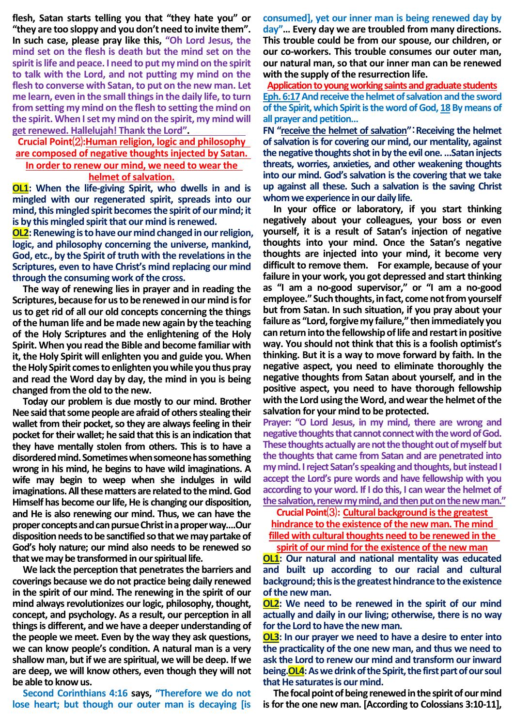flesh, Satan starts telling you that "they hate you" or "they are too sloppy and you don't need to invite them". In such case, please pray like this, **"Oh Lord Jesus, the mind set on the flesh is death but the mind set on the spirit is life and peace. I need to put my mind on the spirit to talk with the Lord, and not putting my mind on the flesh to converse with Satan, to put on the new man. Let me learn, even in the small things in the daily life, to turn from setting my mind on the flesh to setting the mind on the spirit. When I set my mind on the spirit, my mind will get renewed. Hallelujah! Thank the Lord".**

**Crucial Point⑵: Human religion, logic and philosophy are composed of negative thoughts injected by Satan. In order to renew our mind, we need to wear the helmet of salvation.**

**OL1: When the life-giving Spirit, who dwells in and is mingled with our regenerated spirit, spreads into our mind, this mingled spirit becomes the spirit of our mind; it is by this mingled spirit that our mind is renewed.**

**OL2: Renewing is to have our mind changed in our religion, logic, and philosophy concerning the universe, mankind, God, etc., by the Spirit of truth with the revelations in the Scriptures, even to have Christ's mind replacing our mind through the consuming work of the cross.**

The way of renewing lies in prayer and in reading the Scriptures, because for us to be renewed in our mind is for us to get rid of all our old concepts concerning the things of the human life and be made new again by the teaching of the Holy Scriptures and the enlightening of the Holy Spirit. When you read the Bible and become familiar with it, the Holy Spirit will enlighten you and guide you. When the Holy Spirit comes to enlighten you while you thus pray and read the Word day by day, the mind in you is being changed from the old to the new.

Today our problem is due mostly to our mind. Brother Nee said that some people are afraid of others stealing their wallet from their pocket, so they are always feeling in their pocket for their wallet; he said that this is an indication that they have mentally stolen from others. This is to have a disordered mind. Sometimes when someone has something wrong in his mind, he begins to have wild imaginations. A wife may begin to weep when she indulges in wild imaginations. All these matters are related to the mind. God Himself has become our life, He is changing our disposition, and He is also renewing our mind. Thus, we can have the proper concepts and can pursue Christ in a proper way....Our disposition needs to be sanctified so that we may partake of God's holy nature; our mind also needs to be renewed so that we may be transformed in our spiritual life.

We lack the perception that penetrates the barriers and coverings because we do not practice being daily renewed in the spirit of our mind. The renewing in the spirit of our mind always revolutionizes our logic, philosophy, thought, concept, and psychology. As a result, our perception in all things is different, and we have a deeper understanding of the people we meet. Even by the way they ask questions, we can know people's condition. A natural man is a very shallow man, but if we are spiritual, we will be deep. If we are deep, we will know others, even though they will not be able to know us.

**Second Corinthians 4:16** says, **"Therefore we do not lose heart; but though our outer man is decaying [is consumed], yet our inner man is being renewed day by day"...** Every day we are troubled from many directions. This trouble could be from our spouse, our children, or our co-workers. This trouble consumes our outer man, our natural man, so that our inner man can be renewed with the supply of the resurrection life.

**Application to young working saints and graduate students**

**Eph. 6:17 And receive the helmet of salvation and the sword of the Spirit, which Spirit is the word of God, 18 By means of all prayer and petition...**

**FN "receive the helmet of salvation": Receiving the helmet of salvation is for covering our mind, our mentality, against the negative thoughts shot in by the evil one. ...Satan injects threats, worries, anxieties, and other weakening thoughts into our mind. God's salvation is the covering that we take up against all these. Such a salvation is the saving Christ whom we experience in our daily life.**

In your office or laboratory, if you start thinking negatively about your colleagues, your boss or even yourself, it is a result of Satan's injection of negative thoughts into your mind. Once the Satan's negative thoughts are injected into your mind, it become very difficult to remove them. For example, because of your failure in your work, you got depressed and start thinking as "I am a no-good supervisor," or "I am a no-good employee." Such thoughts, in fact, come not from yourself but from Satan. In such situation, if you pray about your failure as "Lord, forgive my failure," then immediately you can return into the fellowship of life and restart in positive way. You should not think that this is a foolish optimist's thinking. But it is a way to move forward by faith. In the negative aspect, you need to eliminate thoroughly the negative thoughts from Satan about yourself, and in the positive aspect, you need to have thorough fellowship with the Lord using the Word, and wear the helmet of the salvation for your mind to be protected.

**Prayer: "O Lord Jesus, in my mind, there are wrong and negative thoughts that cannot connect with the word of God. These thoughts actually are not the thought out of myself but the thoughts that came from Satan and are penetrated into my mind. I reject Satan's speaking and thoughts, but instead I accept the Lord's pure words and have fellowship with you according to your word. If I do this, I can wear the helmet of the salvation, renew my mind, and then put on the new man."**

**Crucial Point⑶: Cultural background is the greatest hindrance to the existence of the new man. The mind filled with cultural thoughts need to be renewed in the spirit of our mind for the existence of the new man**

**OL1: Our natural and national mentality was educated and built up according to our racial and cultural background; this is the greatest hindrance to the existence of the new man.**

**OL2: We need to be renewed in the spirit of our mind actually and daily in our living; otherwise, there is no way for the Lord to have the new man.**

**OL3: In our prayer we need to have a desire to enter into the practicality of the one new man, and thus we need to ask the Lord to renew our mind and transform our inward being. OL4: As we drink of the Spirit, the first part of our soul that He saturates is our mind.**

The focal point of being renewed in the spirit of our mind is for the one new man. [According to Colossians 3:10-11],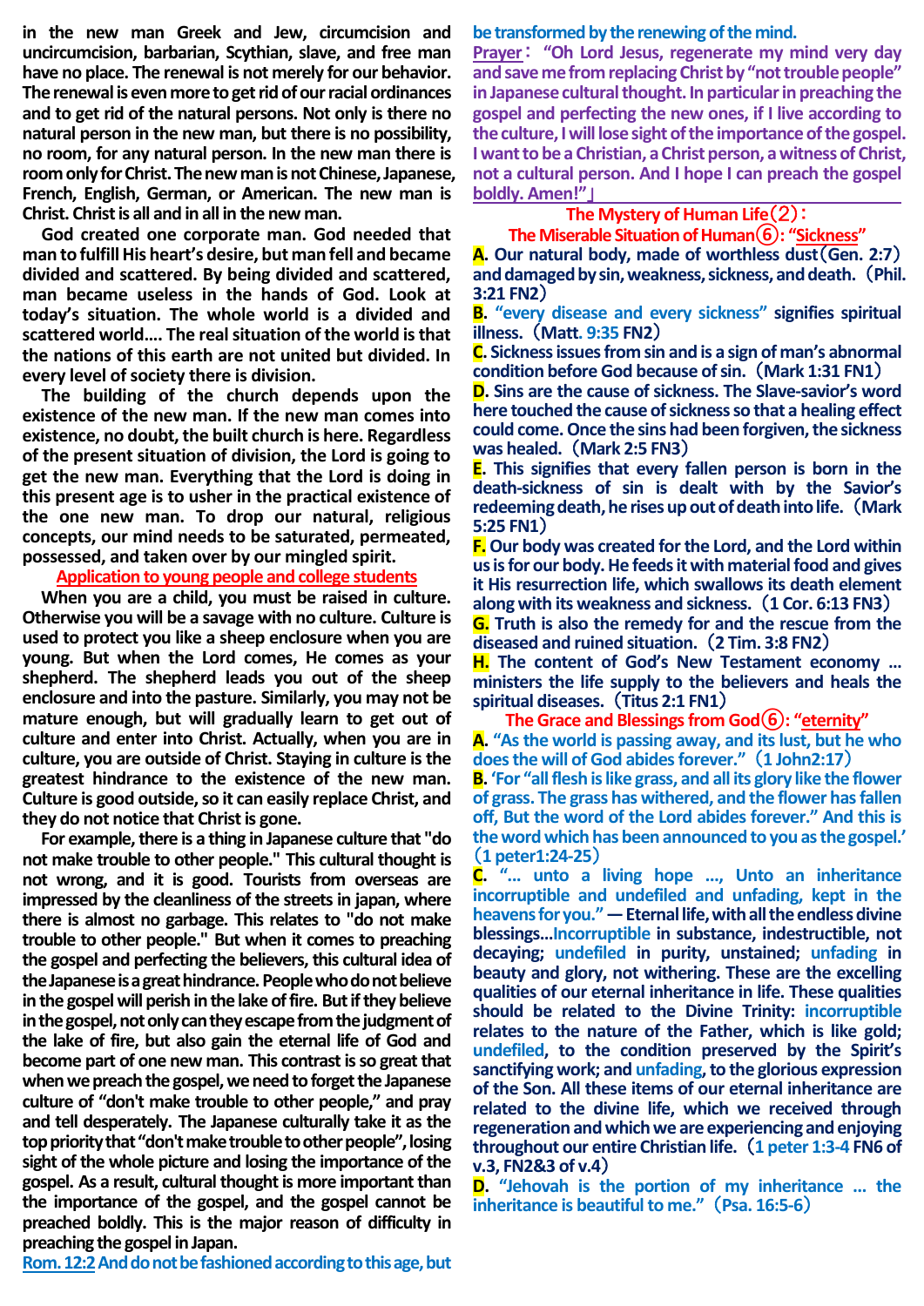in the new man Greek and Jew, circumcision and uncircumcision, barbarian, Scythian, slave, and free man have no place. The renewal is not merely for our behavior. The renewal is even more to get rid of our racial ordinances and to get rid of the natural persons. Not only is there no natural person in the new man, but there is no possibility, no room, for any natural person. In the new man there is room only for Christ. The new man is not Chinese, Japanese, French, English, German, or American. The new man is Christ. Christ is all and in all in the new man.

God created one corporate man. God needed that man to fulfill His heart's desire, but man fell and became divided and scattered. By being divided and scattered, man became useless in the hands of God. Look at today's situation. The whole world is a divided and scattered world.... The real situation of the world is that the nations of this earth are not united but divided. In every level of society there is division.

The building of the church depends upon the existence of the new man. If the new man comes into existence, no doubt, the built church is here. Regardless of the present situation of division, the Lord is going to get the new man. Everything that the Lord is doing in this present age is to usher in the practical existence of the one new man. To drop our natural, religious concepts, our mind needs to be saturated, permeated, possessed, and taken over by our mingled spirit.

**Application to young people and college students**

When you are a child, you must be raised in culture. Otherwise you will be a savage with no culture. Culture is used to protect you like a sheep enclosure when you are young. But when the Lord comes, He comes as your shepherd. The shepherd leads you out of the sheep enclosure and into the pasture. Similarly, you may not be mature enough, but will gradually learn to get out of culture and enter into Christ. Actually, when you are in culture, you are outside of Christ. Staying in culture is the greatest hindrance to the existence of the new man. Culture is good outside, so it can easily replace Christ, and they do not notice that Christ is gone.

For example, there is a thing in Japanese culture that "do not make trouble to other people." This cultural thought is not wrong, and it is good. Tourists from overseas are impressed by the cleanliness of the streets in japan, where there is almost no garbage. This relates to "do not make trouble to other people." But when it comes to preaching the gospel and perfecting the believers, this cultural idea of the Japanese is a great hindrance. People who do not believe in the gospel will perish in the lake of fire. But if they believe in the gospel, not only can they escape from the judgment of the lake of fire, but also gain the eternal life of God and become part of one new man. This contrast is so great that when we preach the gospel, we need to forget the Japanese culture of "don't make trouble to other people," and pray and tell desperately. The Japanese culturally take it as the top priority that "don't make trouble to other people", losing sight of the whole picture and losing the importance of the gospel. As a result, cultural thought is more important than the importance of the gospel, and the gospel cannot be preached boldly. This is the major reason of difficulty in preaching the gospel in Japan.

**Rom. 12:2 And do not be fashioned according to this age, but be transformed by the renewing of the mind.**

**Prayer: "Oh Lord Jesus, regenerate my mind very day and save me from replacing Christ by "not trouble people" in Japanese cultural thought. In particular in preaching the gospel and perfecting the new ones, if I live according to the culture, I will lose sight of the importance of the gospel. I want to be a Christian, a Christ person, a witness of Christ, not a cultural person. And I hope I can preach the gospel boldly. Amen!"」**

## The Mystery of Human Life（2）:
## The Miserable Situation of Human⑥: "Sickness"

**A**. Our natural body, made of worthless dust（Gen. 2:7）and damaged by sin, weakness, sickness, and death.（Phil. 3:21 FN2）

**B**. "every disease and every sickness" signifies spiritual illness.（Matt. 9:35 FN2）

**C**. Sickness issues from sin and is a sign of man's abnormal condition before God because of sin.（Mark 1:31 FN1）

**D**. Sins are the cause of sickness. The Slave-savior's word here touched the cause of sickness so that a healing effect could come. Once the sins had been forgiven, the sickness was healed.（Mark 2:5 FN3）

**E**. This signifies that every fallen person is born in the death-sickness of sin is dealt with by the Savior's redeeming death, he rises up out of death into life.（Mark 5:25 FN1）

**F**. Our body was created for the Lord, and the Lord within us is for our body. He feeds it with material food and gives it His resurrection life, which swallows its death element along with its weakness and sickness.（1 Cor. 6:13 FN3）

**G**. Truth is also the remedy for and the rescue from the diseased and ruined situation.（2 Tim. 3:8 FN2）

**H**. The content of God's New Testament economy ... ministers the life supply to the believers and heals the spiritual diseases.（Titus 2:1 FN1）

## The Grace and Blessings from God⑥: "eternity"

**A**. "As the world is passing away, and its lust, but he who does the will of God abides forever."（1 John2:17）

**B**. 'For "all flesh is like grass, and all its glory like the flower of grass. The grass has withered, and the flower has fallen off, But the word of the Lord abides forever." And this is the word which has been announced to you as the gospel.'（1 peter1:24-25）

**C**. "... unto a living hope ..., Unto an inheritance incorruptible and undefiled and unfading, kept in the heavens for you." — Eternal life, with all the endless divine blessings...Incorruptible in substance, indestructible, not decaying; undefiled in purity, unstained; unfading in beauty and glory, not withering. These are the excelling qualities of our eternal inheritance in life. These qualities should be related to the Divine Trinity: incorruptible relates to the nature of the Father, which is like gold; undefiled, to the condition preserved by the Spirit's sanctifying work; and unfading, to the glorious expression of the Son. All these items of our eternal inheritance are related to the divine life, which we received through regeneration and which we are experiencing and enjoying throughout our entire Christian life.（1 peter 1:3-4 FN6 of v.3, FN2&3 of v.4）

**D**. "Jehovah is the portion of my inheritance ... the inheritance is beautiful to me."（Psa. 16:5-6）